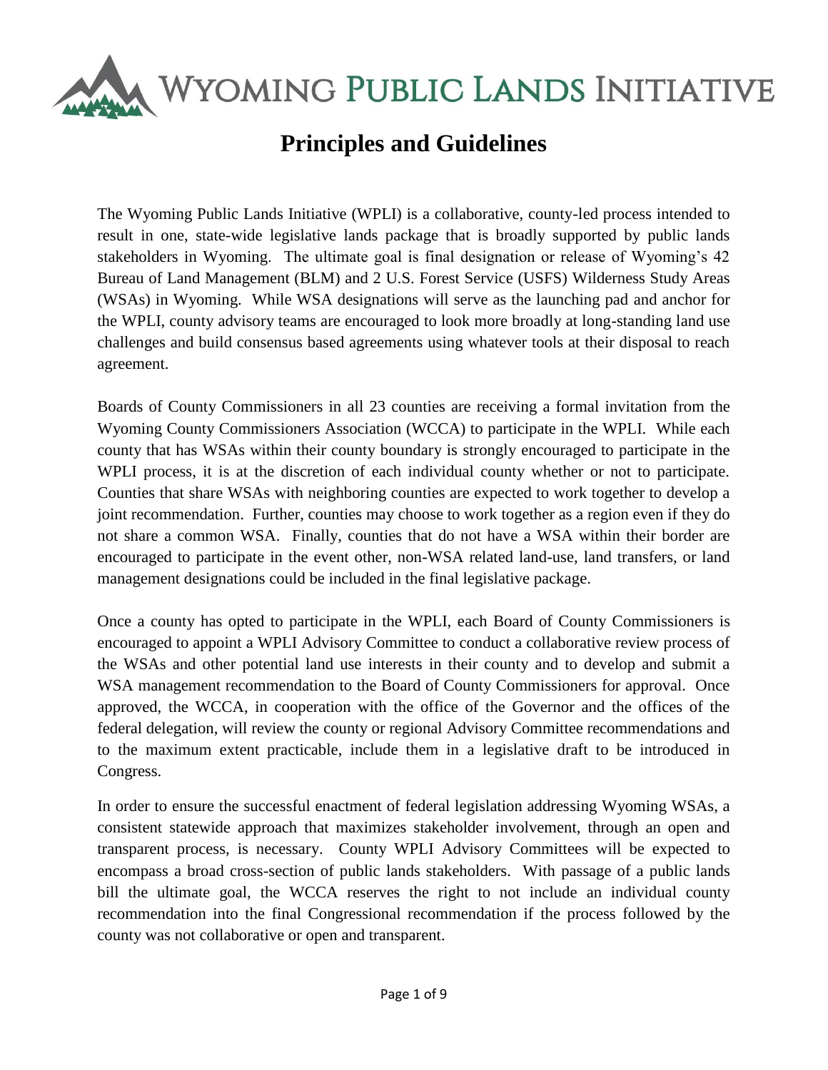# Wyoming Public Lands Initiative

## Principles and Guidelines

The Wyoming Public Lands Initiative (WPLI) is a collaborative, county-led process intended to result in one, state-wide legislative lands package that is broadly supported by public lands stakeholders in Wyoming. The ultimate goal is final designation or release of Wyoming's 42 Bureau of Land Management (BLM) and 2 U.S. Forest Service (USFS) Wilderness Study Areas (WSAs) in Wyoming. While WSA designations will serve as the launching pad and anchor for the WPLI, county advisory teams are encouraged to look more broadly at long-standing land use challenges and build consensus based agreements using whatever tools at their disposal to reach agreement.

Boards of County Commissioners in all 23 counties are receiving a formal invitation from the Wyoming County Commissioners Association (WCCA) to participate in the WPLI. While each county that has WSAs within their county boundary is strongly encouraged to participate in the WPLI process, it is at the discretion of each individual county whether or not to participate. Counties that share WSAs with neighboring counties are expected to work together to develop a joint recommendation. Further, counties may choose to work together as a region even if they do not share a common WSA. Finally, counties that do not have a WSA within their border are encouraged to participate in the event other, non-WSA related land-use, land transfers, or land management designations could be included in the final legislative package.

Once a county has opted to participate in the WPLI, each Board of County Commissioners is encouraged to appoint a WPLI Advisory Committee to conduct a collaborative review process of the WSAs and other potential land use interests in their county and to develop and submit a WSA management recommendation to the Board of County Commissioners for approval. Once approved, the WCCA, in cooperation with the office of the Governor and the offices of the federal delegation, will review the county or regional Advisory Committee recommendations and to the maximum extent practicable, include them in a legislative draft to be introduced in Congress.

In order to ensure the successful enactment of federal legislation addressing Wyoming WSAs, a consistent statewide approach that maximizes stakeholder involvement, through an open and transparent process, is necessary. County WPLI Advisory Committees will be expected to encompass a broad cross-section of public lands stakeholders. With passage of a public lands bill the ultimate goal, the WCCA reserves the right to not include an individual county recommendation into the final Congressional recommendation if the process followed by the county was not collaborative or open and transparent.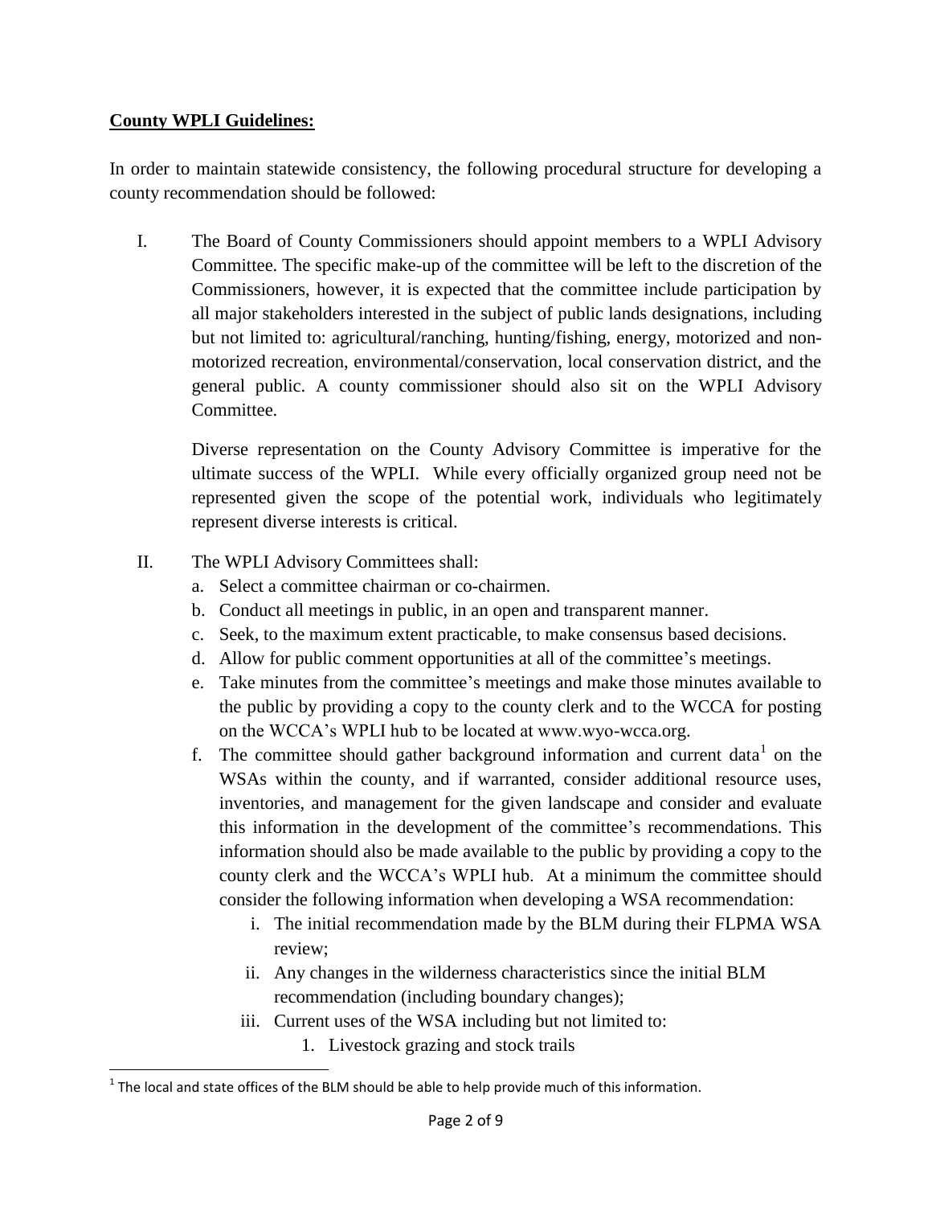**County WPLI Guidelines:**

In order to maintain statewide consistency, the following procedural structure for developing a county recommendation should be followed:

I. The Board of County Commissioners should appoint members to a WPLI Advisory Committee. The specific make-up of the committee will be left to the discretion of the Commissioners, however, it is expected that the committee include participation by all major stakeholders interested in the subject of public lands designations, including but not limited to: agricultural/ranching, hunting/fishing, energy, motorized and non-motorized recreation, environmental/conservation, local conservation district, and the general public. A county commissioner should also sit on the WPLI Advisory Committee.

   Diverse representation on the County Advisory Committee is imperative for the ultimate success of the WPLI. While every officially organized group need not be represented given the scope of the potential work, individuals who legitimately represent diverse interests is critical.

II. The WPLI Advisory Committees shall:
   a. Select a committee chairman or co-chairmen.
   b. Conduct all meetings in public, in an open and transparent manner.
   c. Seek, to the maximum extent practicable, to make consensus based decisions.
   d. Allow for public comment opportunities at all of the committee's meetings.
   e. Take minutes from the committee's meetings and make those minutes available to the public by providing a copy to the county clerk and to the WCCA for posting on the WCCA's WPLI hub to be located at www.wyo-wcca.org.
   f. The committee should gather background information and current data[1] on the WSAs within the county, and if warranted, consider additional resource uses, inventories, and management for the given landscape and consider and evaluate this information in the development of the committee's recommendations. This information should also be made available to the public by providing a copy to the county clerk and the WCCA's WPLI hub. At a minimum the committee should consider the following information when developing a WSA recommendation:
      i. The initial recommendation made by the BLM during their FLPMA WSA review;
      ii. Any changes in the wilderness characteristics since the initial BLM recommendation (including boundary changes);
      iii. Current uses of the WSA including but not limited to:
         1. Livestock grazing and stock trails

[1] The local and state offices of the BLM should be able to help provide much of this information.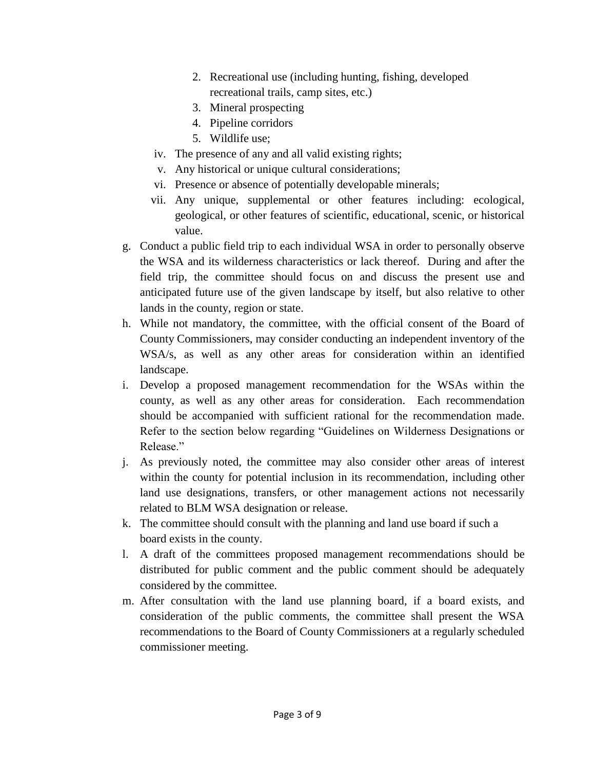2. Recreational use (including hunting, fishing, developed recreational trails, camp sites, etc.)
3. Mineral prospecting
4. Pipeline corridors
5. Wildlife use;

iv. The presence of any and all valid existing rights;

v. Any historical or unique cultural considerations;

vi. Presence or absence of potentially developable minerals;

vii. Any unique, supplemental or other features including: ecological, geological, or other features of scientific, educational, scenic, or historical value.

g. Conduct a public field trip to each individual WSA in order to personally observe the WSA and its wilderness characteristics or lack thereof. During and after the field trip, the committee should focus on and discuss the present use and anticipated future use of the given landscape by itself, but also relative to other lands in the county, region or state.

h. While not mandatory, the committee, with the official consent of the Board of County Commissioners, may consider conducting an independent inventory of the WSA/s, as well as any other areas for consideration within an identified landscape.

i. Develop a proposed management recommendation for the WSAs within the county, as well as any other areas for consideration. Each recommendation should be accompanied with sufficient rational for the recommendation made. Refer to the section below regarding "Guidelines on Wilderness Designations or Release."

j. As previously noted, the committee may also consider other areas of interest within the county for potential inclusion in its recommendation, including other land use designations, transfers, or other management actions not necessarily related to BLM WSA designation or release.

k. The committee should consult with the planning and land use board if such a board exists in the county.

l. A draft of the committees proposed management recommendations should be distributed for public comment and the public comment should be adequately considered by the committee.

m. After consultation with the land use planning board, if a board exists, and consideration of the public comments, the committee shall present the WSA recommendations to the Board of County Commissioners at a regularly scheduled commissioner meeting.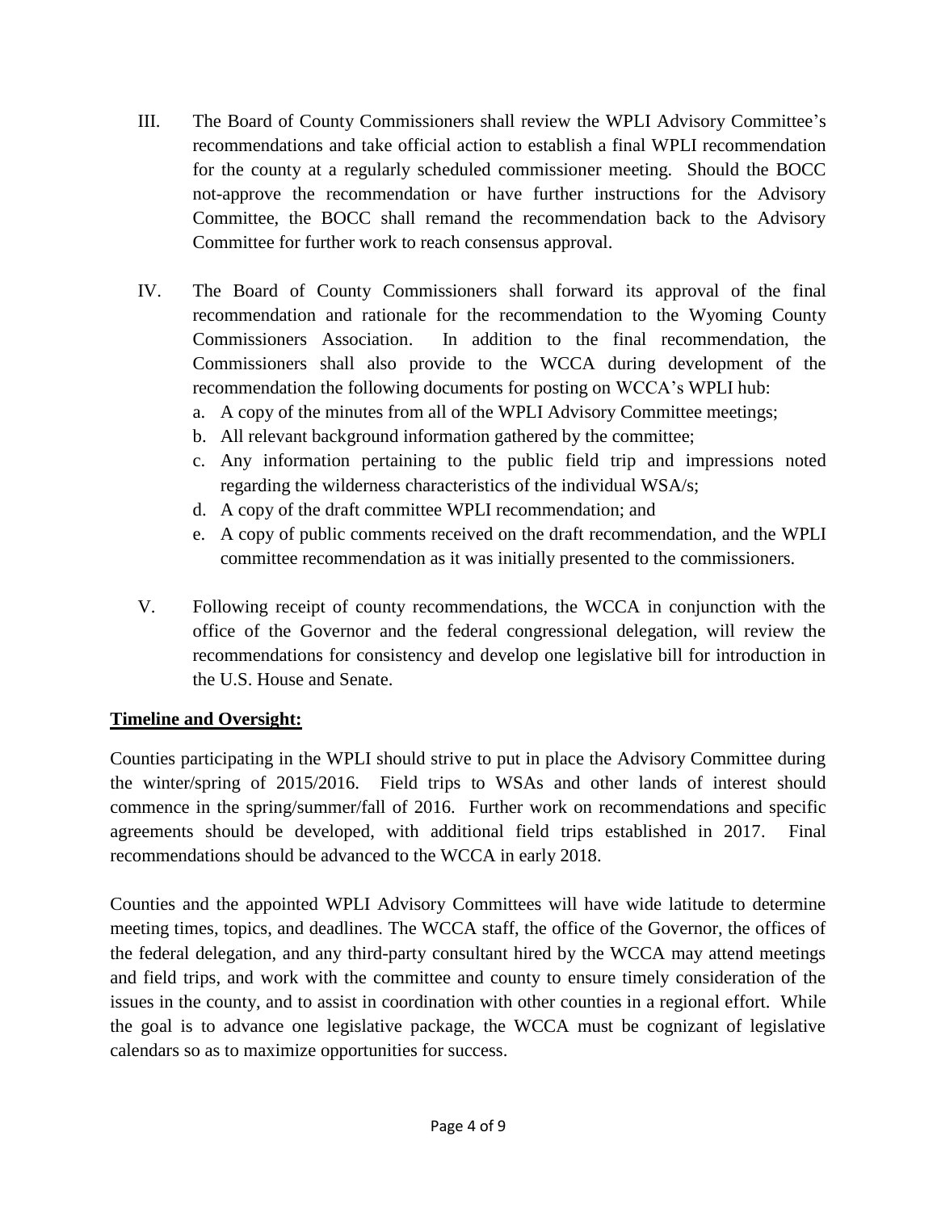III. The Board of County Commissioners shall review the WPLI Advisory Committee's recommendations and take official action to establish a final WPLI recommendation for the county at a regularly scheduled commissioner meeting. Should the BOCC not-approve the recommendation or have further instructions for the Advisory Committee, the BOCC shall remand the recommendation back to the Advisory Committee for further work to reach consensus approval.

IV. The Board of County Commissioners shall forward its approval of the final recommendation and rationale for the recommendation to the Wyoming County Commissioners Association. In addition to the final recommendation, the Commissioners shall also provide to the WCCA during development of the recommendation the following documents for posting on WCCA's WPLI hub:

   a. A copy of the minutes from all of the WPLI Advisory Committee meetings;
   b. All relevant background information gathered by the committee;
   c. Any information pertaining to the public field trip and impressions noted regarding the wilderness characteristics of the individual WSA/s;
   d. A copy of the draft committee WPLI recommendation; and
   e. A copy of public comments received on the draft recommendation, and the WPLI committee recommendation as it was initially presented to the commissioners.

V. Following receipt of county recommendations, the WCCA in conjunction with the office of the Governor and the federal congressional delegation, will review the recommendations for consistency and develop one legislative bill for introduction in the U.S. House and Senate.

**Timeline and Oversight:**

Counties participating in the WPLI should strive to put in place the Advisory Committee during the winter/spring of 2015/2016. Field trips to WSAs and other lands of interest should commence in the spring/summer/fall of 2016. Further work on recommendations and specific agreements should be developed, with additional field trips established in 2017. Final recommendations should be advanced to the WCCA in early 2018.

Counties and the appointed WPLI Advisory Committees will have wide latitude to determine meeting times, topics, and deadlines. The WCCA staff, the office of the Governor, the offices of the federal delegation, and any third-party consultant hired by the WCCA may attend meetings and field trips, and work with the committee and county to ensure timely consideration of the issues in the county, and to assist in coordination with other counties in a regional effort. While the goal is to advance one legislative package, the WCCA must be cognizant of legislative calendars so as to maximize opportunities for success.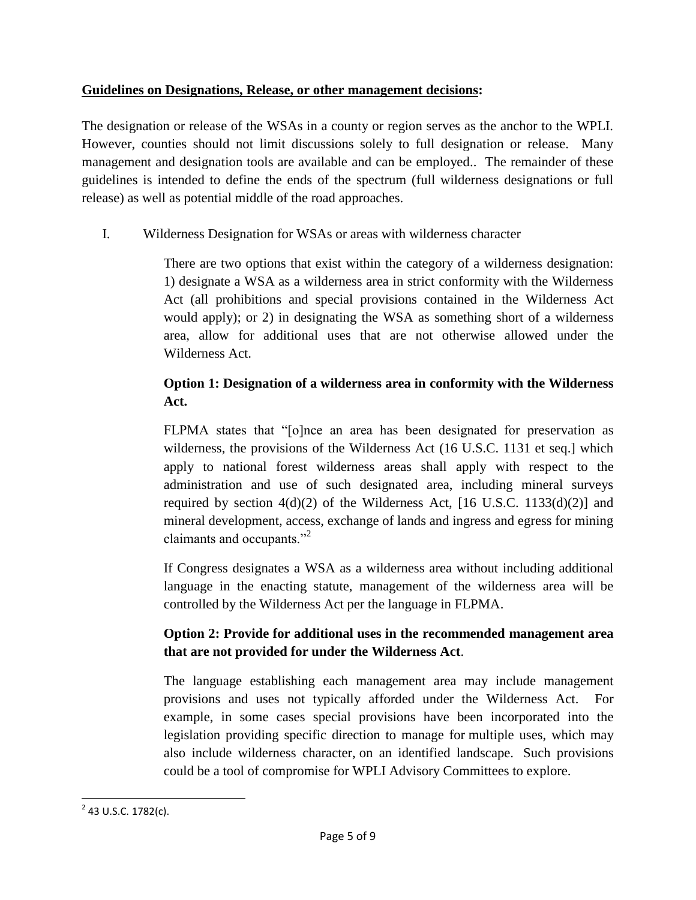**<u>Guidelines on Designations, Release, or other management decisions</u>:**

The designation or release of the WSAs in a county or region serves as the anchor to the WPLI. However, counties should not limit discussions solely to full designation or release. Many management and designation tools are available and can be employed.. The remainder of these guidelines is intended to define the ends of the spectrum (full wilderness designations or full release) as well as potential middle of the road approaches.

I. Wilderness Designation for WSAs or areas with wilderness character

There are two options that exist within the category of a wilderness designation: 1) designate a WSA as a wilderness area in strict conformity with the Wilderness Act (all prohibitions and special provisions contained in the Wilderness Act would apply); or 2) in designating the WSA as something short of a wilderness area, allow for additional uses that are not otherwise allowed under the Wilderness Act.

**Option 1: Designation of a wilderness area in conformity with the Wilderness Act.**

FLPMA states that "[o]nce an area has been designated for preservation as wilderness, the provisions of the Wilderness Act (16 U.S.C. 1131 et seq.] which apply to national forest wilderness areas shall apply with respect to the administration and use of such designated area, including mineral surveys required by section 4(d)(2) of the Wilderness Act, [16 U.S.C. 1133(d)(2)] and mineral development, access, exchange of lands and ingress and egress for mining claimants and occupants."[2]

If Congress designates a WSA as a wilderness area without including additional language in the enacting statute, management of the wilderness area will be controlled by the Wilderness Act per the language in FLPMA.

**Option 2: Provide for additional uses in the recommended management area that are not provided for under the Wilderness Act**.

The language establishing each management area may include management provisions and uses not typically afforded under the Wilderness Act. For example, in some cases special provisions have been incorporated into the legislation providing specific direction to manage for multiple uses, which may also include wilderness character, on an identified landscape. Such provisions could be a tool of compromise for WPLI Advisory Committees to explore.

---

[2] 43 U.S.C. 1782(c).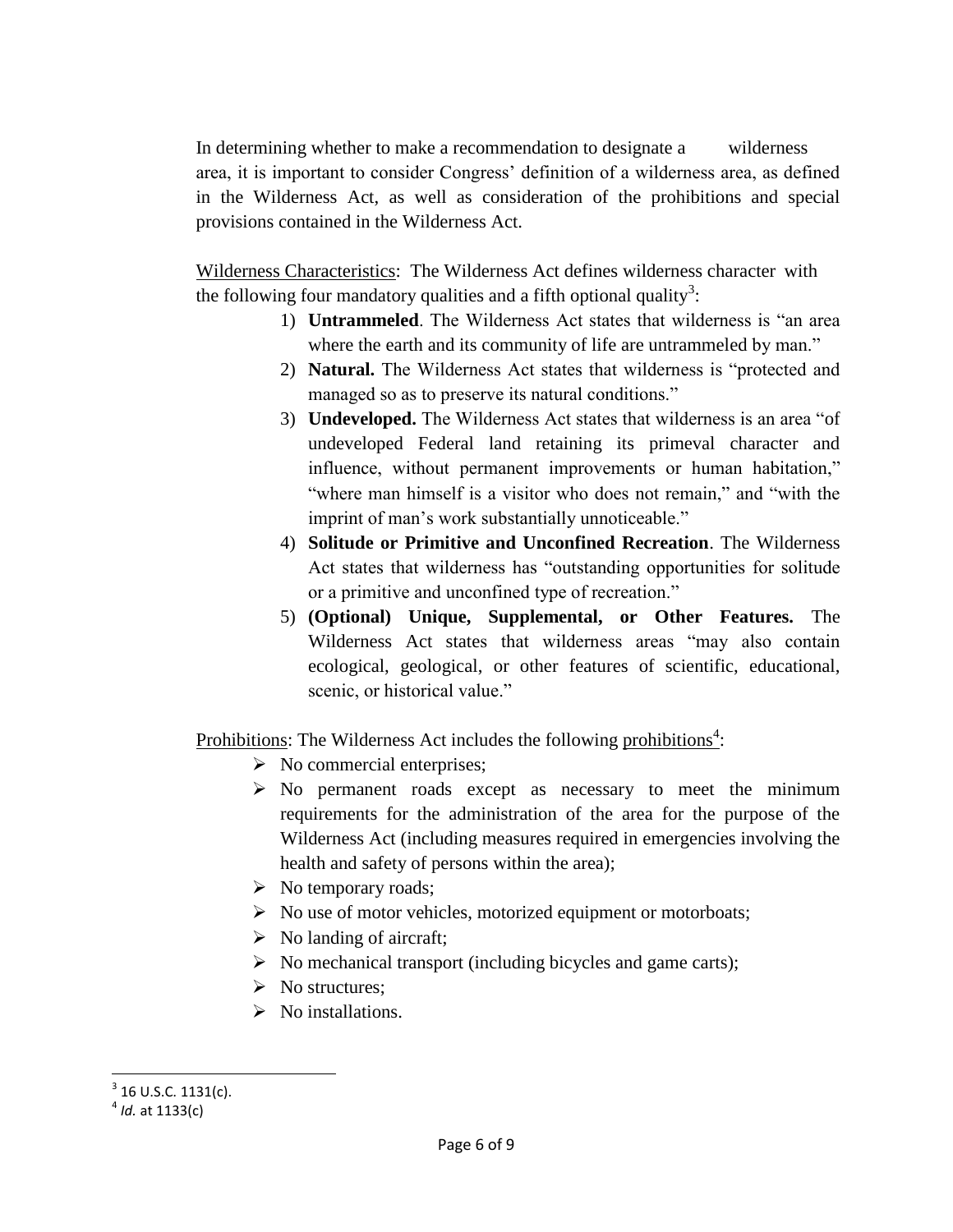In determining whether to make a recommendation to designate a wilderness area, it is important to consider Congress' definition of a wilderness area, as defined in the Wilderness Act, as well as consideration of the prohibitions and special provisions contained in the Wilderness Act.

Wilderness Characteristics: The Wilderness Act defines wilderness character with the following four mandatory qualities and a fifth optional quality[3]:

1) **Untrammeled**. The Wilderness Act states that wilderness is "an area where the earth and its community of life are untrammeled by man."
2) **Natural.** The Wilderness Act states that wilderness is "protected and managed so as to preserve its natural conditions."
3) **Undeveloped.** The Wilderness Act states that wilderness is an area "of undeveloped Federal land retaining its primeval character and influence, without permanent improvements or human habitation," "where man himself is a visitor who does not remain," and "with the imprint of man's work substantially unnoticeable."
4) **Solitude or Primitive and Unconfined Recreation**. The Wilderness Act states that wilderness has "outstanding opportunities for solitude or a primitive and unconfined type of recreation."
5) **(Optional) Unique, Supplemental, or Other Features.** The Wilderness Act states that wilderness areas "may also contain ecological, geological, or other features of scientific, educational, scenic, or historical value."

Prohibitions: The Wilderness Act includes the following prohibitions[4]:

- No commercial enterprises;
- No permanent roads except as necessary to meet the minimum requirements for the administration of the area for the purpose of the Wilderness Act (including measures required in emergencies involving the health and safety of persons within the area);
- No temporary roads;
- No use of motor vehicles, motorized equipment or motorboats;
- No landing of aircraft;
- No mechanical transport (including bicycles and game carts);
- No structures;
- No installations.

---

[3] 16 U.S.C. 1131(c).

[4] *Id.* at 1133(c)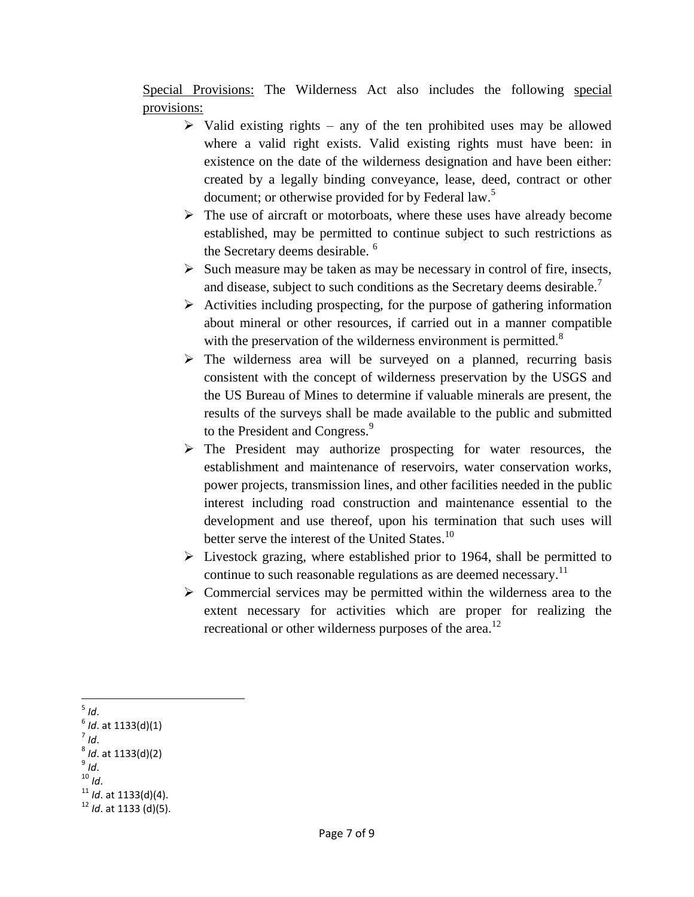Special Provisions: The Wilderness Act also includes the following special provisions:

- Valid existing rights – any of the ten prohibited uses may be allowed where a valid right exists. Valid existing rights must have been: in existence on the date of the wilderness designation and have been either: created by a legally binding conveyance, lease, deed, contract or other document; or otherwise provided for by Federal law.[5]
- The use of aircraft or motorboats, where these uses have already become established, may be permitted to continue subject to such restrictions as the Secretary deems desirable.[6]
- Such measure may be taken as may be necessary in control of fire, insects, and disease, subject to such conditions as the Secretary deems desirable.[7]
- Activities including prospecting, for the purpose of gathering information about mineral or other resources, if carried out in a manner compatible with the preservation of the wilderness environment is permitted.[8]
- The wilderness area will be surveyed on a planned, recurring basis consistent with the concept of wilderness preservation by the USGS and the US Bureau of Mines to determine if valuable minerals are present, the results of the surveys shall be made available to the public and submitted to the President and Congress.[9]
- The President may authorize prospecting for water resources, the establishment and maintenance of reservoirs, water conservation works, power projects, transmission lines, and other facilities needed in the public interest including road construction and maintenance essential to the development and use thereof, upon his termination that such uses will better serve the interest of the United States.[10]
- Livestock grazing, where established prior to 1964, shall be permitted to continue to such reasonable regulations as are deemed necessary.[11]
- Commercial services may be permitted within the wilderness area to the extent necessary for activities which are proper for realizing the recreational or other wilderness purposes of the area.[12]

---

[5] *Id*.
[6] *Id*. at 1133(d)(1)
[7] *Id*.
[8] *Id*. at 1133(d)(2)
[9] *Id*.
[10] *Id*.
[11] *Id*. at 1133(d)(4).
[12] *Id*. at 1133 (d)(5).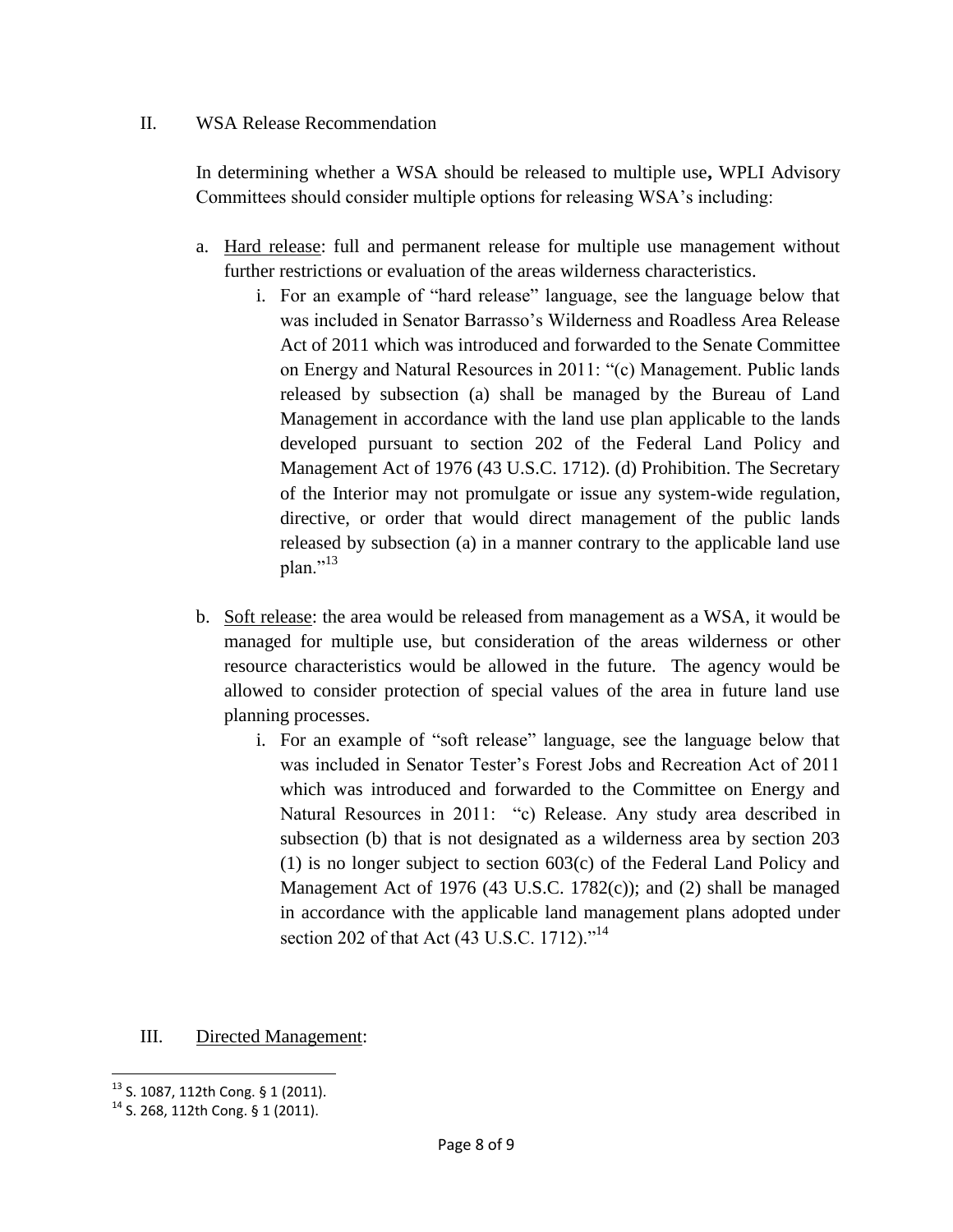## II. WSA Release Recommendation

In determining whether a WSA should be released to multiple use**,** WPLI Advisory Committees should consider multiple options for releasing WSA's including:

a. <u>Hard release</u>: full and permanent release for multiple use management without further restrictions or evaluation of the areas wilderness characteristics.
   i. For an example of "hard release" language, see the language below that was included in Senator Barrasso's Wilderness and Roadless Area Release Act of 2011 which was introduced and forwarded to the Senate Committee on Energy and Natural Resources in 2011: "(c) Management. Public lands released by subsection (a) shall be managed by the Bureau of Land Management in accordance with the land use plan applicable to the lands developed pursuant to section 202 of the Federal Land Policy and Management Act of 1976 (43 U.S.C. 1712). (d) Prohibition. The Secretary of the Interior may not promulgate or issue any system-wide regulation, directive, or order that would direct management of the public lands released by subsection (a) in a manner contrary to the applicable land use plan."[13]

b. <u>Soft release</u>: the area would be released from management as a WSA, it would be managed for multiple use, but consideration of the areas wilderness or other resource characteristics would be allowed in the future. The agency would be allowed to consider protection of special values of the area in future land use planning processes.
   i. For an example of "soft release" language, see the language below that was included in Senator Tester's Forest Jobs and Recreation Act of 2011 which was introduced and forwarded to the Committee on Energy and Natural Resources in 2011: "c) Release. Any study area described in subsection (b) that is not designated as a wilderness area by section 203 (1) is no longer subject to section 603(c) of the Federal Land Policy and Management Act of 1976 (43 U.S.C. 1782(c)); and (2) shall be managed in accordance with the applicable land management plans adopted under section 202 of that Act (43 U.S.C. 1712)."[14]

## III. <u>Directed Management</u>:

---

[13] S. 1087, 112th Cong. § 1 (2011).

[14] S. 268, 112th Cong. § 1 (2011).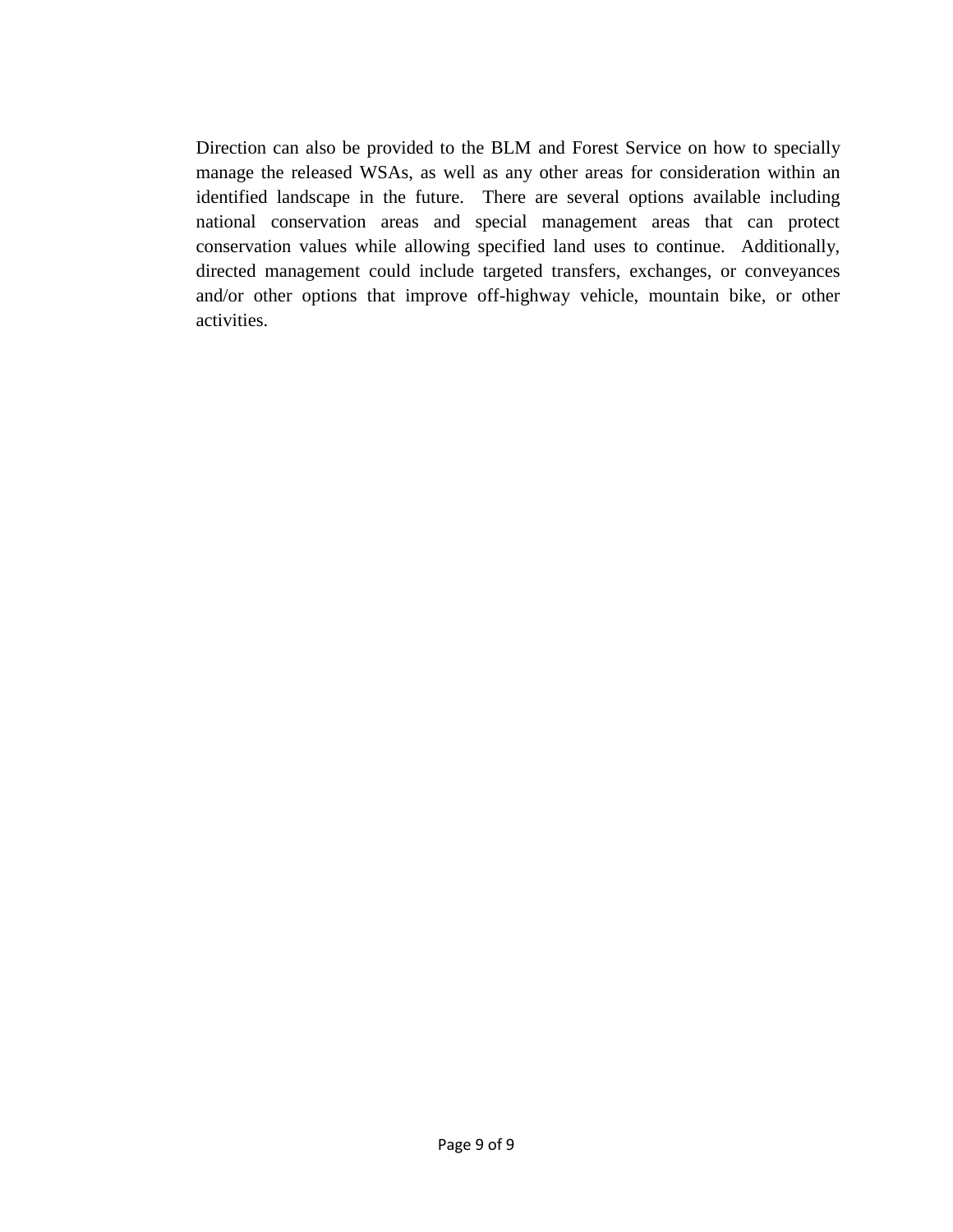Direction can also be provided to the BLM and Forest Service on how to specially manage the released WSAs, as well as any other areas for consideration within an identified landscape in the future. There are several options available including national conservation areas and special management areas that can protect conservation values while allowing specified land uses to continue. Additionally, directed management could include targeted transfers, exchanges, or conveyances and/or other options that improve off-highway vehicle, mountain bike, or other activities.